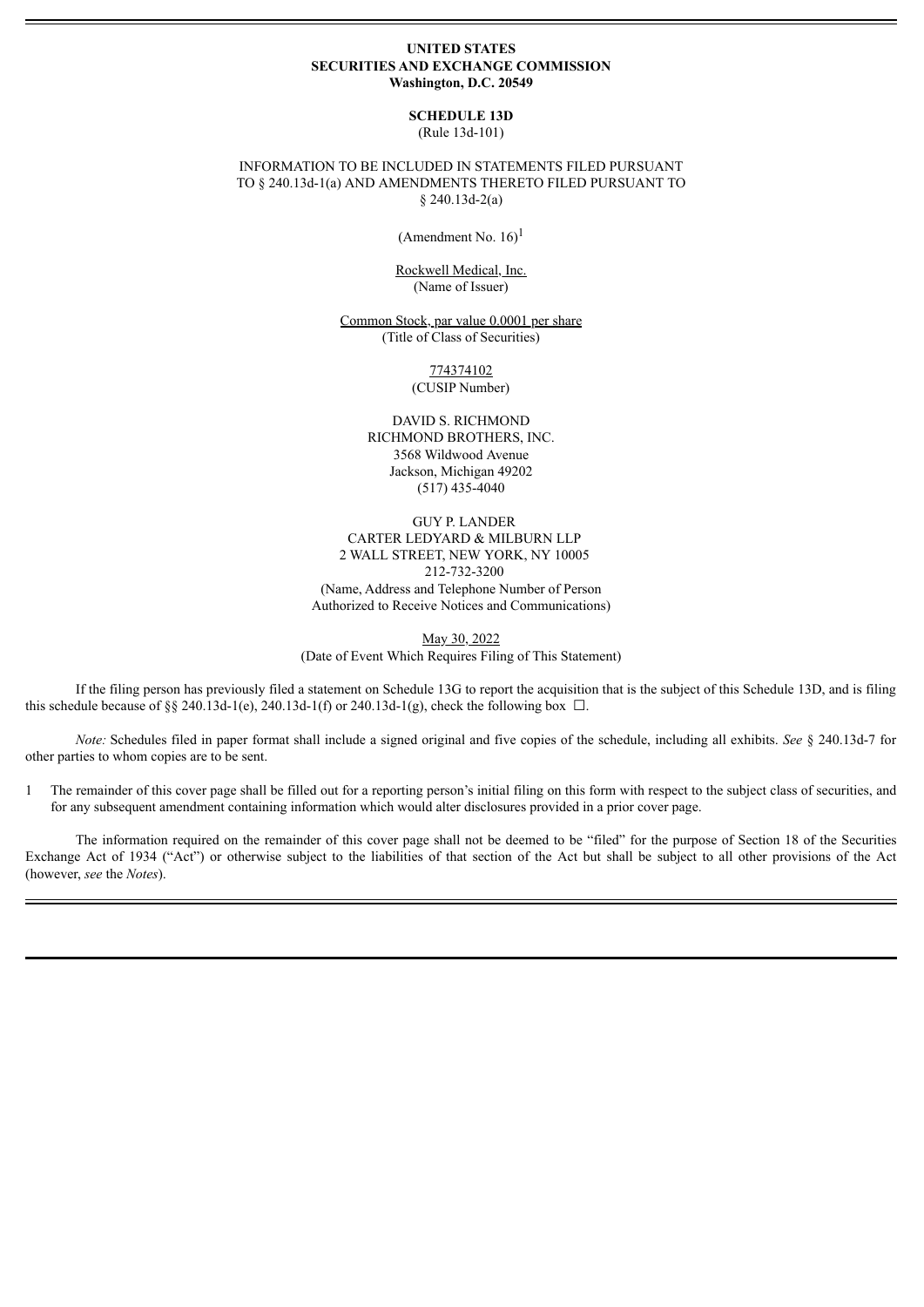**UNITED STATES**
**SECURITIES AND EXCHANGE COMMISSION**
**Washington, D.C. 20549**

**SCHEDULE 13D**
(Rule 13d-101)

INFORMATION TO BE INCLUDED IN STATEMENTS FILED PURSUANT TO § 240.13d-1(a) AND AMENDMENTS THERETO FILED PURSUANT TO § 240.13d-2(a)

(Amendment No. 16)[1]

Rockwell Medical, Inc.
(Name of Issuer)

Common Stock, par value 0.0001 per share
(Title of Class of Securities)

774374102
(CUSIP Number)

DAVID S. RICHMOND
RICHMOND BROTHERS, INC.
3568 Wildwood Avenue
Jackson, Michigan 49202
(517) 435-4040

GUY P. LANDER
CARTER LEDYARD & MILBURN LLP
2 WALL STREET, NEW YORK, NY 10005
212-732-3200
(Name, Address and Telephone Number of Person Authorized to Receive Notices and Communications)

May 30, 2022
(Date of Event Which Requires Filing of This Statement)

If the filing person has previously filed a statement on Schedule 13G to report the acquisition that is the subject of this Schedule 13D, and is filing this schedule because of §§ 240.13d-1(e), 240.13d-1(f) or 240.13d-1(g), check the following box ☐.

*Note:* Schedules filed in paper format shall include a signed original and five copies of the schedule, including all exhibits. *See* § 240.13d-7 for other parties to whom copies are to be sent.

1 The remainder of this cover page shall be filled out for a reporting person's initial filing on this form with respect to the subject class of securities, and for any subsequent amendment containing information which would alter disclosures provided in a prior cover page.

The information required on the remainder of this cover page shall not be deemed to be "filed" for the purpose of Section 18 of the Securities Exchange Act of 1934 ("Act") or otherwise subject to the liabilities of that section of the Act but shall be subject to all other provisions of the Act (however, *see* the *Notes*).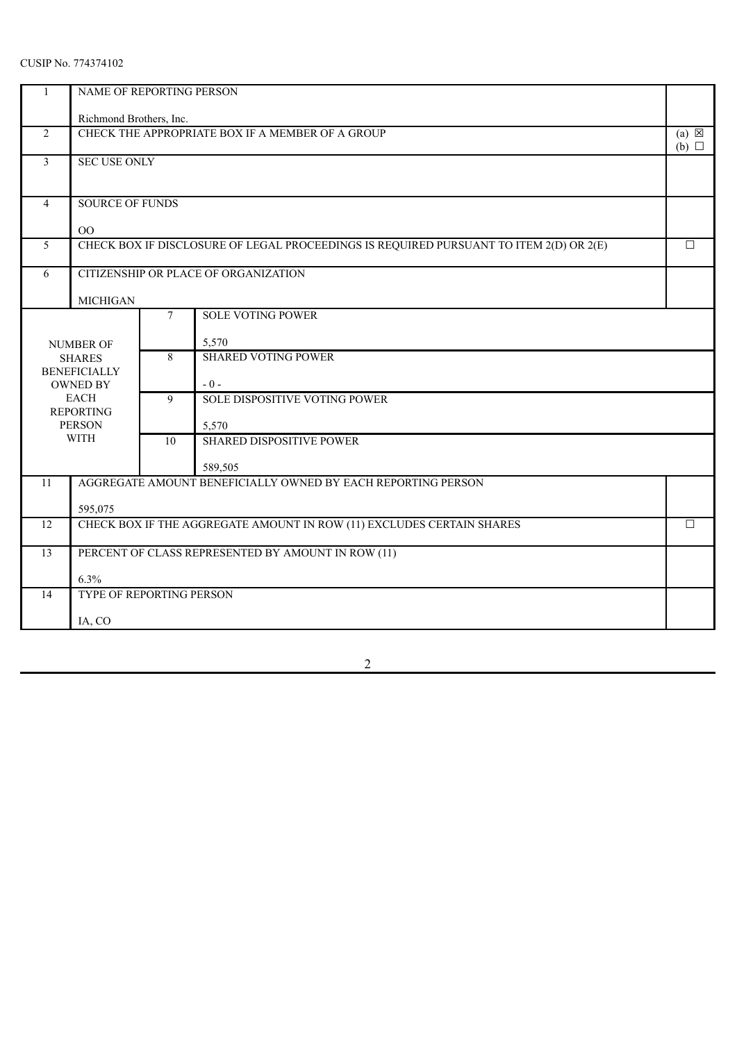CUSIP No. 774374102

| | | | |
|---|---|---|---|
| 1 | NAME OF REPORTING PERSON<br><br>Richmond Brothers, Inc. | | |
| 2 | CHECK THE APPROPRIATE BOX IF A MEMBER OF A GROUP | | (a) ☒<br>(b) ☐ |
| 3 | SEC USE ONLY | | |
| 4 | SOURCE OF FUNDS<br><br>OO | | |
| 5 | CHECK BOX IF DISCLOSURE OF LEGAL PROCEEDINGS IS REQUIRED PURSUANT TO ITEM 2(D) OR 2(E) | | ☐ |
| 6 | CITIZENSHIP OR PLACE OF ORGANIZATION<br><br>MICHIGAN | | |
| NUMBER OF SHARES BENEFICIALLY OWNED BY EACH REPORTING PERSON WITH | 7 | SOLE VOTING POWER<br><br>5,570 | |
| | 8 | SHARED VOTING POWER<br><br>- 0 - | |
| | 9 | SOLE DISPOSITIVE VOTING POWER<br><br>5,570 | |
| | 10 | SHARED DISPOSITIVE POWER<br><br>589,505 | |
| 11 | AGGREGATE AMOUNT BENEFICIALLY OWNED BY EACH REPORTING PERSON<br><br>595,075 | | |
| 12 | CHECK BOX IF THE AGGREGATE AMOUNT IN ROW (11) EXCLUDES CERTAIN SHARES | | ☐ |
| 13 | PERCENT OF CLASS REPRESENTED BY AMOUNT IN ROW (11)<br><br>6.3% | | |
| 14 | TYPE OF REPORTING PERSON<br><br>IA, CO | | |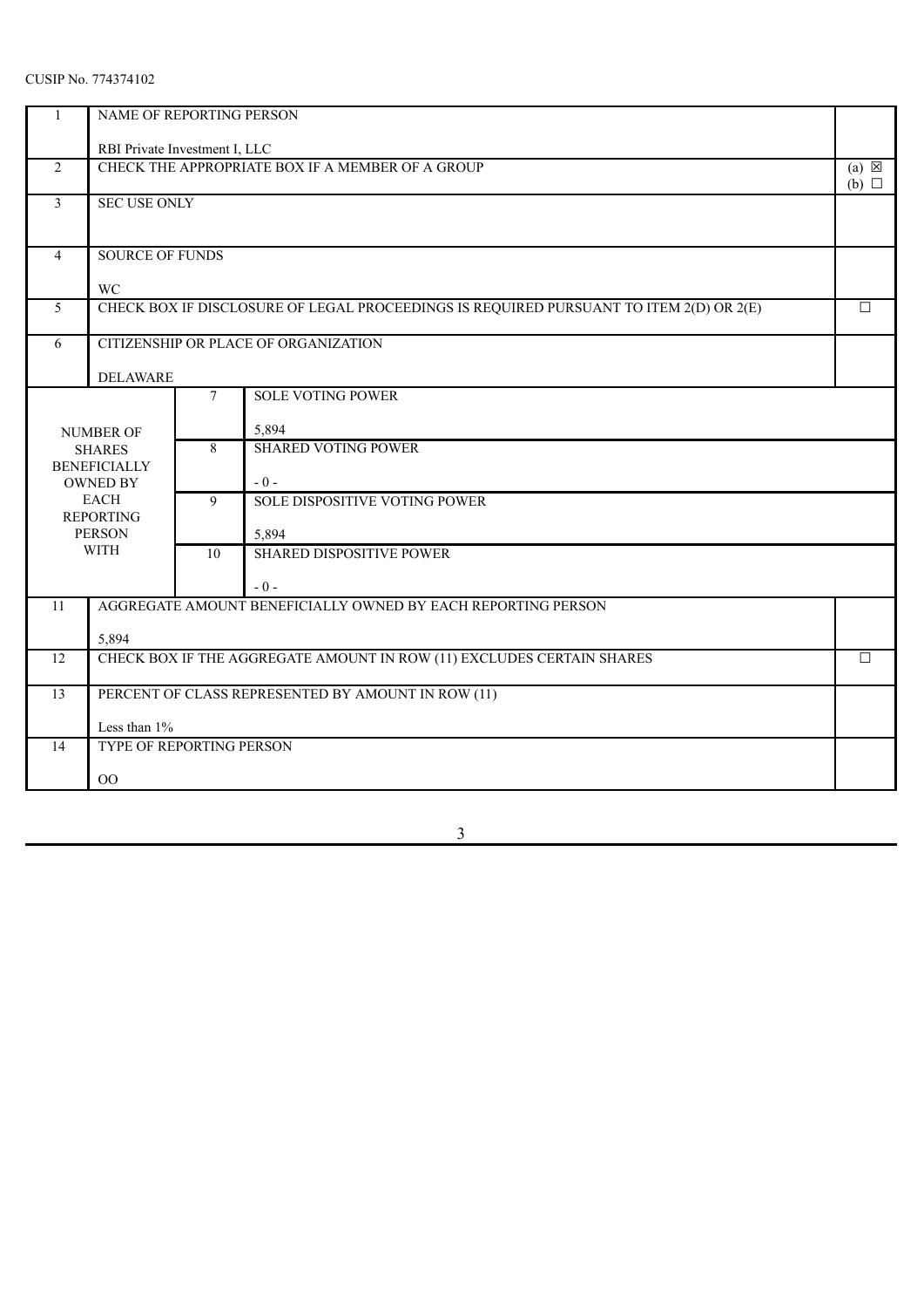CUSIP No. 774374102

| | | |
|---|---|---|
| 1 | NAME OF REPORTING PERSON<br><br>RBI Private Investment I, LLC | |
| 2 | CHECK THE APPROPRIATE BOX IF A MEMBER OF A GROUP | (a) ☒<br>(b) ☐ |
| 3 | SEC USE ONLY | |
| 4 | SOURCE OF FUNDS<br><br>WC | |
| 5 | CHECK BOX IF DISCLOSURE OF LEGAL PROCEEDINGS IS REQUIRED PURSUANT TO ITEM 2(D) OR 2(E) | ☐ |
| 6 | CITIZENSHIP OR PLACE OF ORGANIZATION<br><br>DELAWARE | |

| NUMBER OF SHARES BENEFICIALLY OWNED BY EACH REPORTING PERSON WITH | | |
|---|---|---|
| | 7 | SOLE VOTING POWER<br><br>5,894 |
| | 8 | SHARED VOTING POWER<br><br>- 0 - |
| | 9 | SOLE DISPOSITIVE VOTING POWER<br><br>5,894 |
| | 10 | SHARED DISPOSITIVE POWER<br><br>- 0 - |

| | | |
|---|---|---|
| 11 | AGGREGATE AMOUNT BENEFICIALLY OWNED BY EACH REPORTING PERSON<br><br>5,894 | |
| 12 | CHECK BOX IF THE AGGREGATE AMOUNT IN ROW (11) EXCLUDES CERTAIN SHARES | ☐ |
| 13 | PERCENT OF CLASS REPRESENTED BY AMOUNT IN ROW (11)<br><br>Less than 1% | |
| 14 | TYPE OF REPORTING PERSON<br><br>OO | |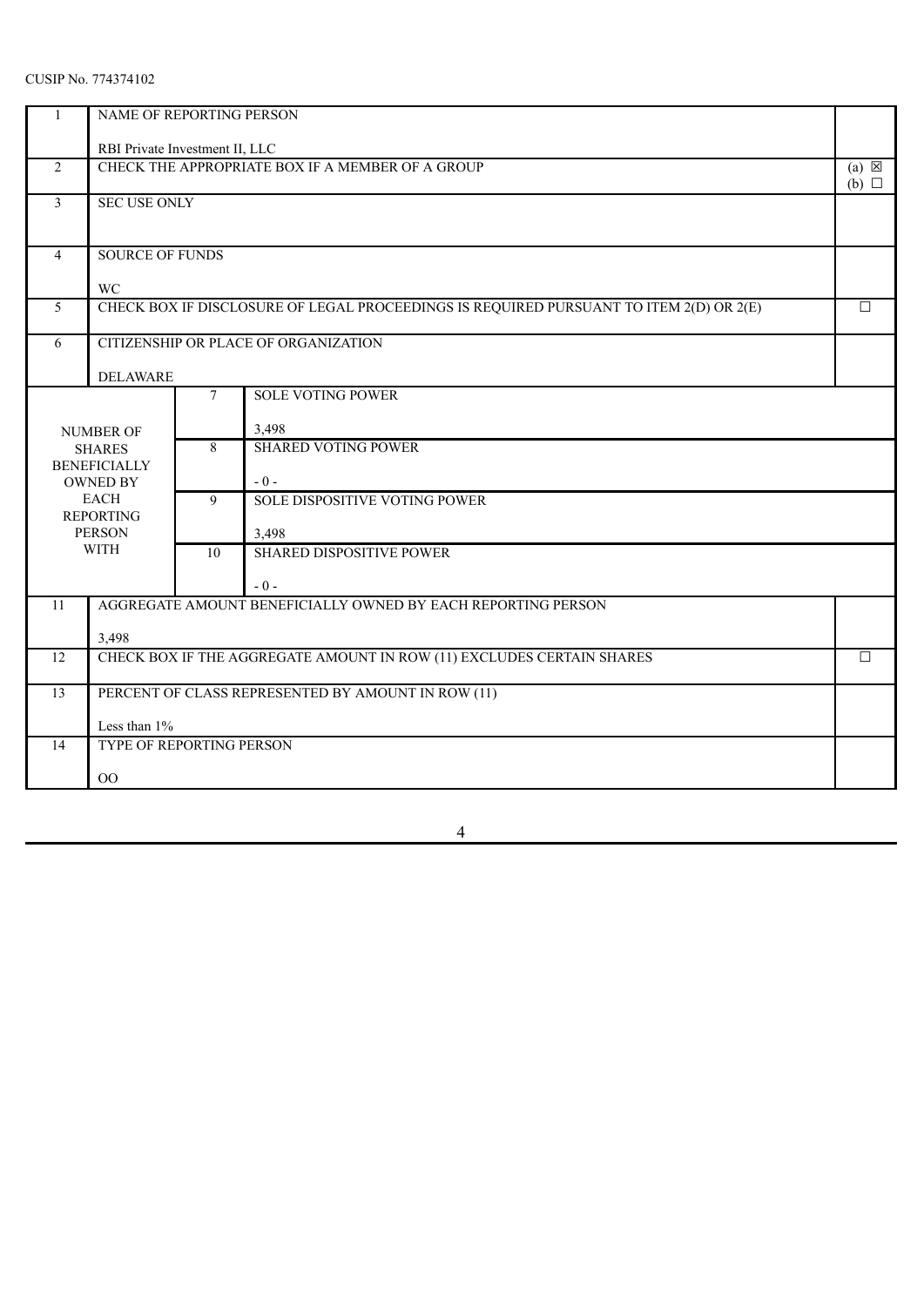CUSIP No. 774374102

| | | | |
|---|---|---|---|
| 1 | NAME OF REPORTING PERSON<br><br>RBI Private Investment II, LLC | | |
| 2 | CHECK THE APPROPRIATE BOX IF A MEMBER OF A GROUP | | (a) ☒<br>(b) ☐ |
| 3 | SEC USE ONLY | | |
| 4 | SOURCE OF FUNDS<br><br>WC | | |
| 5 | CHECK BOX IF DISCLOSURE OF LEGAL PROCEEDINGS IS REQUIRED PURSUANT TO ITEM 2(D) OR 2(E) | | ☐ |
| 6 | CITIZENSHIP OR PLACE OF ORGANIZATION<br><br>DELAWARE | | |
| NUMBER OF SHARES BENEFICIALLY OWNED BY EACH REPORTING PERSON WITH | 7 | SOLE VOTING POWER<br><br>3,498 | |
| | 8 | SHARED VOTING POWER<br><br>- 0 - | |
| | 9 | SOLE DISPOSITIVE VOTING POWER<br><br>3,498 | |
| | 10 | SHARED DISPOSITIVE POWER<br><br>- 0 - | |
| 11 | AGGREGATE AMOUNT BENEFICIALLY OWNED BY EACH REPORTING PERSON<br><br>3,498 | | |
| 12 | CHECK BOX IF THE AGGREGATE AMOUNT IN ROW (11) EXCLUDES CERTAIN SHARES | | ☐ |
| 13 | PERCENT OF CLASS REPRESENTED BY AMOUNT IN ROW (11)<br><br>Less than 1% | | |
| 14 | TYPE OF REPORTING PERSON<br><br>OO | | |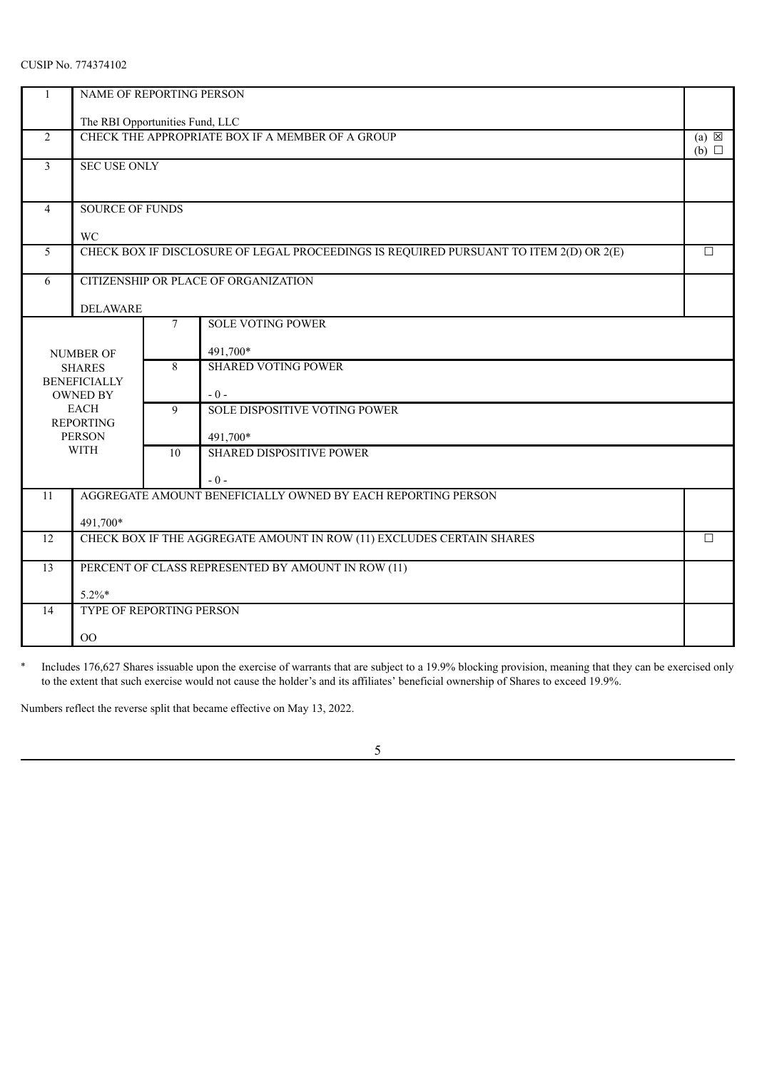CUSIP No. 774374102

| | | | | |
|---|---|---|---|---|
| 1 | NAME OF REPORTING PERSON<br><br>The RBI Opportunities Fund, LLC | | | |
| 2 | CHECK THE APPROPRIATE BOX IF A MEMBER OF A GROUP | | | (a) ☒<br>(b) ☐ |
| 3 | SEC USE ONLY | | | |
| 4 | SOURCE OF FUNDS<br><br>WC | | | |
| 5 | CHECK BOX IF DISCLOSURE OF LEGAL PROCEEDINGS IS REQUIRED PURSUANT TO ITEM 2(D) OR 2(E) | | | ☐ |
| 6 | CITIZENSHIP OR PLACE OF ORGANIZATION<br><br>DELAWARE | | | |
| NUMBER OF SHARES BENEFICIALLY OWNED BY EACH REPORTING PERSON WITH | | 7 | SOLE VOTING POWER<br><br>491,700* | |
| | | 8 | SHARED VOTING POWER<br><br>- 0 - | |
| | | 9 | SOLE DISPOSITIVE VOTING POWER<br><br>491,700* | |
| | | 10 | SHARED DISPOSITIVE POWER<br><br>- 0 - | |
| 11 | AGGREGATE AMOUNT BENEFICIALLY OWNED BY EACH REPORTING PERSON<br><br>491,700* | | | |
| 12 | CHECK BOX IF THE AGGREGATE AMOUNT IN ROW (11) EXCLUDES CERTAIN SHARES | | | ☐ |
| 13 | PERCENT OF CLASS REPRESENTED BY AMOUNT IN ROW (11)<br><br>5.2%* | | | |
| 14 | TYPE OF REPORTING PERSON<br><br>OO | | | |

\* Includes 176,627 Shares issuable upon the exercise of warrants that are subject to a 19.9% blocking provision, meaning that they can be exercised only to the extent that such exercise would not cause the holder's and its affiliates' beneficial ownership of Shares to exceed 19.9%.

Numbers reflect the reverse split that became effective on May 13, 2022.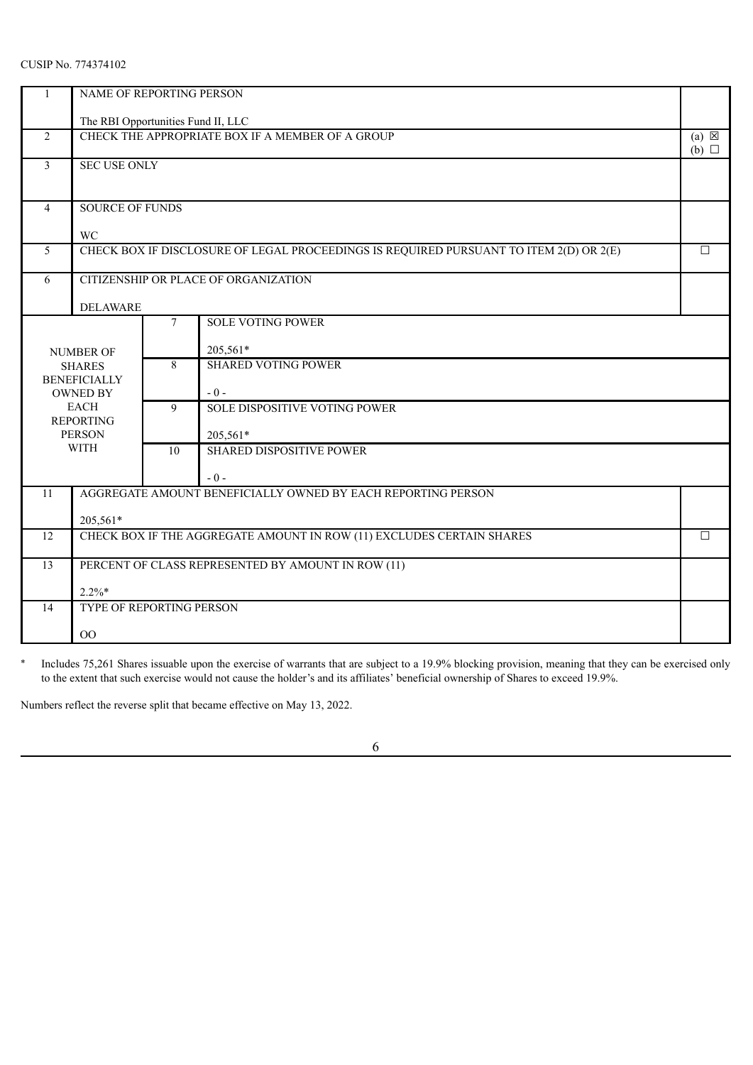CUSIP No. 774374102

| | | | |
|---|---|---|---|
| 1 | NAME OF REPORTING PERSON<br><br>The RBI Opportunities Fund II, LLC | | |
| 2 | CHECK THE APPROPRIATE BOX IF A MEMBER OF A GROUP | | (a) ☒<br>(b) ☐ |
| 3 | SEC USE ONLY | | |
| 4 | SOURCE OF FUNDS<br><br>WC | | |
| 5 | CHECK BOX IF DISCLOSURE OF LEGAL PROCEEDINGS IS REQUIRED PURSUANT TO ITEM 2(D) OR 2(E) | | ☐ |
| 6 | CITIZENSHIP OR PLACE OF ORGANIZATION<br><br>DELAWARE | | |
| NUMBER OF SHARES BENEFICIALLY OWNED BY EACH REPORTING PERSON WITH | 7 | SOLE VOTING POWER<br><br>205,561* | |
| | 8 | SHARED VOTING POWER<br><br>- 0 - | |
| | 9 | SOLE DISPOSITIVE VOTING POWER<br><br>205,561* | |
| | 10 | SHARED DISPOSITIVE POWER<br><br>- 0 - | |
| 11 | AGGREGATE AMOUNT BENEFICIALLY OWNED BY EACH REPORTING PERSON<br><br>205,561* | | |
| 12 | CHECK BOX IF THE AGGREGATE AMOUNT IN ROW (11) EXCLUDES CERTAIN SHARES | | ☐ |
| 13 | PERCENT OF CLASS REPRESENTED BY AMOUNT IN ROW (11)<br><br>2.2%* | | |
| 14 | TYPE OF REPORTING PERSON<br><br>OO | | |

\* Includes 75,261 Shares issuable upon the exercise of warrants that are subject to a 19.9% blocking provision, meaning that they can be exercised only to the extent that such exercise would not cause the holder's and its affiliates' beneficial ownership of Shares to exceed 19.9%.

Numbers reflect the reverse split that became effective on May 13, 2022.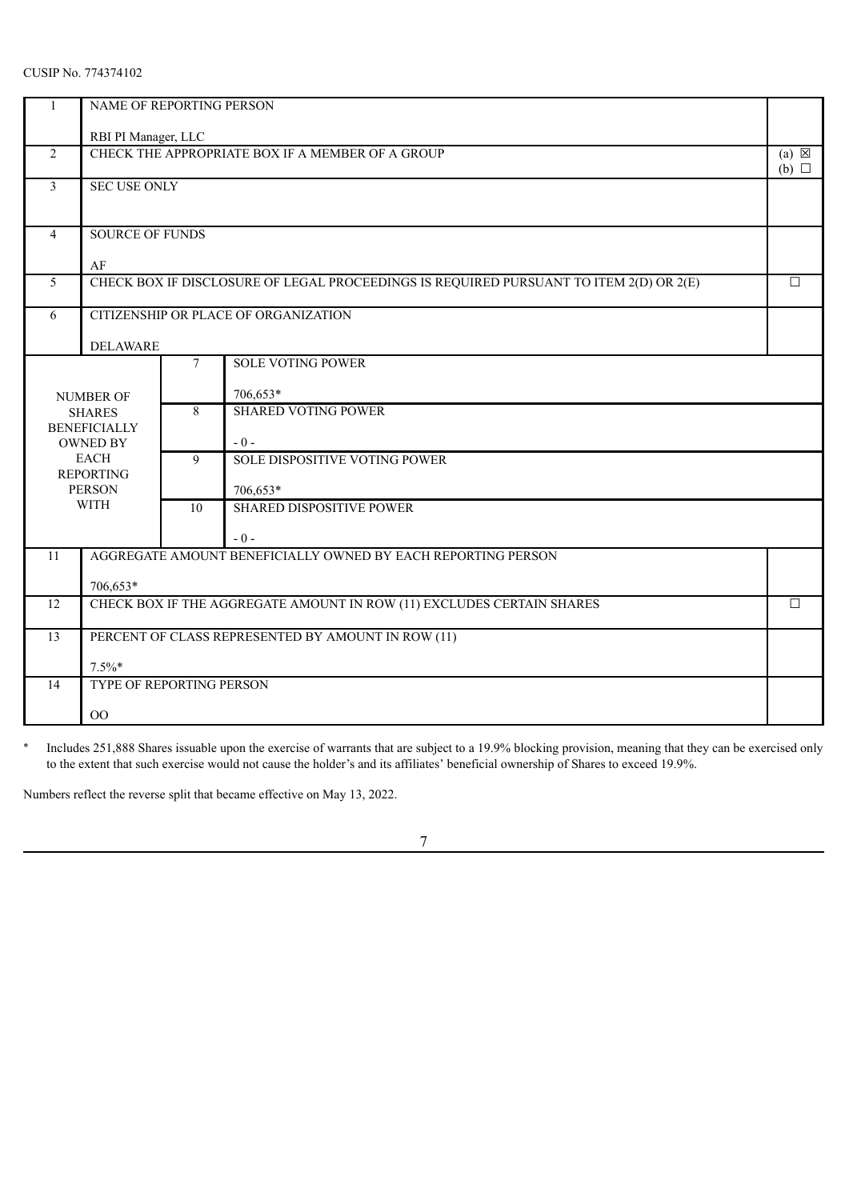CUSIP No. 774374102

| 1 | NAME OF REPORTING PERSON<br><br>RBI PI Manager, LLC | | |
|---|---|---|---|
| 2 | CHECK THE APPROPRIATE BOX IF A MEMBER OF A GROUP | | (a) ☒<br>(b) ☐ |
| 3 | SEC USE ONLY | | |
| 4 | SOURCE OF FUNDS<br><br>AF | | |
| 5 | CHECK BOX IF DISCLOSURE OF LEGAL PROCEEDINGS IS REQUIRED PURSUANT TO ITEM 2(D) OR 2(E) | | ☐ |
| 6 | CITIZENSHIP OR PLACE OF ORGANIZATION<br><br>DELAWARE | | |
| NUMBER OF SHARES BENEFICIALLY OWNED BY EACH REPORTING PERSON WITH | 7 | SOLE VOTING POWER<br><br>706,653* | |
| | 8 | SHARED VOTING POWER<br><br>- 0 - | |
| | 9 | SOLE DISPOSITIVE VOTING POWER<br><br>706,653* | |
| | 10 | SHARED DISPOSITIVE POWER<br><br>- 0 - | |
| 11 | AGGREGATE AMOUNT BENEFICIALLY OWNED BY EACH REPORTING PERSON<br><br>706,653* | | |
| 12 | CHECK BOX IF THE AGGREGATE AMOUNT IN ROW (11) EXCLUDES CERTAIN SHARES | | ☐ |
| 13 | PERCENT OF CLASS REPRESENTED BY AMOUNT IN ROW (11)<br><br>7.5%* | | |
| 14 | TYPE OF REPORTING PERSON<br><br>OO | | |

\* Includes 251,888 Shares issuable upon the exercise of warrants that are subject to a 19.9% blocking provision, meaning that they can be exercised only to the extent that such exercise would not cause the holder's and its affiliates' beneficial ownership of Shares to exceed 19.9%.

Numbers reflect the reverse split that became effective on May 13, 2022.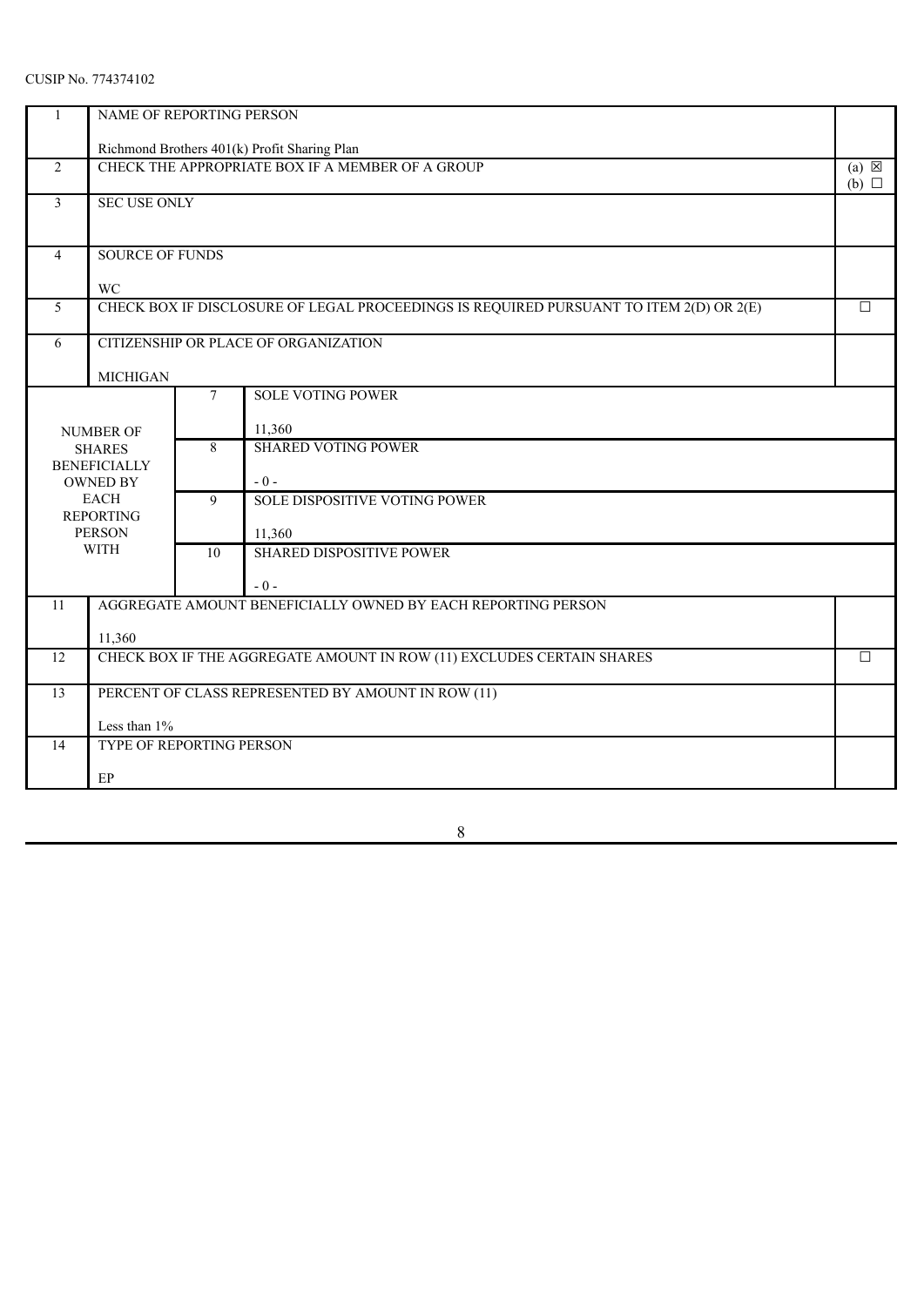CUSIP No. 774374102

| | | | |
|---|---|---|---|
| 1 | NAME OF REPORTING PERSON<br><br>Richmond Brothers 401(k) Profit Sharing Plan | | |
| 2 | CHECK THE APPROPRIATE BOX IF A MEMBER OF A GROUP | | (a) ☒<br>(b) ☐ |
| 3 | SEC USE ONLY | | |
| 4 | SOURCE OF FUNDS<br><br>WC | | |
| 5 | CHECK BOX IF DISCLOSURE OF LEGAL PROCEEDINGS IS REQUIRED PURSUANT TO ITEM 2(D) OR 2(E) | | ☐ |
| 6 | CITIZENSHIP OR PLACE OF ORGANIZATION<br><br>MICHIGAN | | |
| NUMBER OF SHARES BENEFICIALLY OWNED BY EACH REPORTING PERSON WITH | 7 | SOLE VOTING POWER<br><br>11,360 | |
| | 8 | SHARED VOTING POWER<br><br>- 0 - | |
| | 9 | SOLE DISPOSITIVE VOTING POWER<br><br>11,360 | |
| | 10 | SHARED DISPOSITIVE POWER<br><br>- 0 - | |
| 11 | AGGREGATE AMOUNT BENEFICIALLY OWNED BY EACH REPORTING PERSON<br><br>11,360 | | |
| 12 | CHECK BOX IF THE AGGREGATE AMOUNT IN ROW (11) EXCLUDES CERTAIN SHARES | | ☐ |
| 13 | PERCENT OF CLASS REPRESENTED BY AMOUNT IN ROW (11)<br><br>Less than 1% | | |
| 14 | TYPE OF REPORTING PERSON<br><br>EP | | |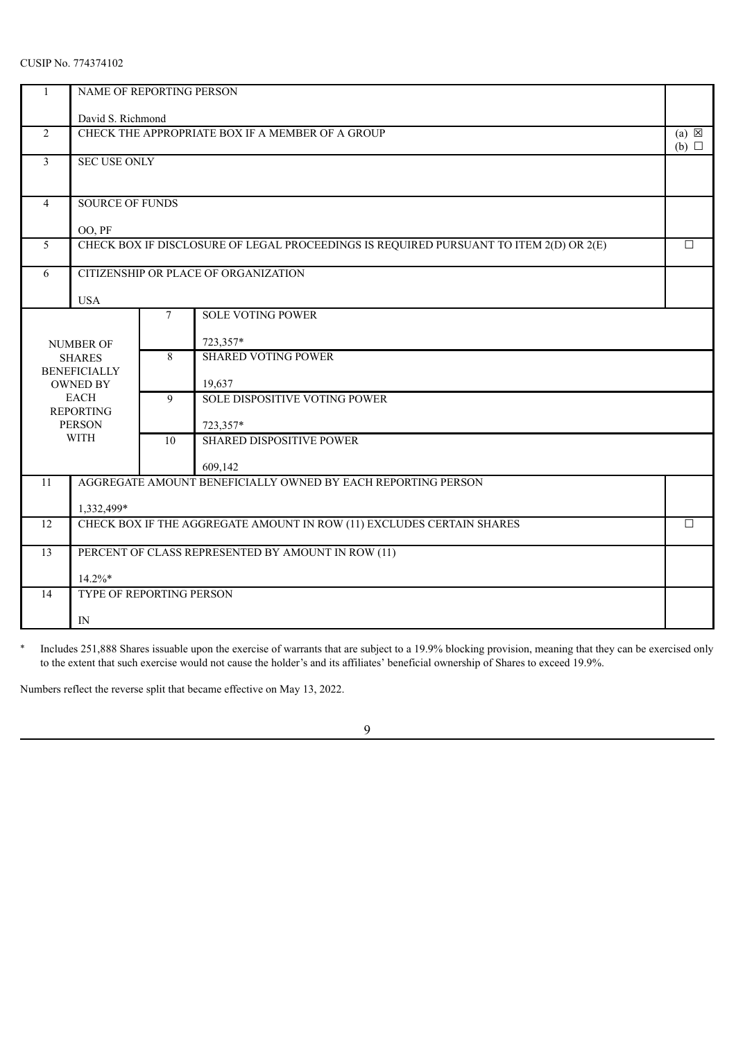CUSIP No. 774374102

| | | | | |
|---|---|---|---|---|
| 1 | NAME OF REPORTING PERSON<br><br>David S. Richmond | | | |
| 2 | CHECK THE APPROPRIATE BOX IF A MEMBER OF A GROUP | | | (a) ☒<br>(b) ☐ |
| 3 | SEC USE ONLY | | | |
| 4 | SOURCE OF FUNDS<br><br>OO, PF | | | |
| 5 | CHECK BOX IF DISCLOSURE OF LEGAL PROCEEDINGS IS REQUIRED PURSUANT TO ITEM 2(D) OR 2(E) | | | ☐ |
| 6 | CITIZENSHIP OR PLACE OF ORGANIZATION<br><br>USA | | | |
| NUMBER OF SHARES BENEFICIALLY OWNED BY EACH REPORTING PERSON WITH | | 7 | SOLE VOTING POWER<br><br>723,357* | |
| | | 8 | SHARED VOTING POWER<br><br>19,637 | |
| | | 9 | SOLE DISPOSITIVE VOTING POWER<br><br>723,357* | |
| | | 10 | SHARED DISPOSITIVE POWER<br><br>609,142 | |
| 11 | AGGREGATE AMOUNT BENEFICIALLY OWNED BY EACH REPORTING PERSON<br><br>1,332,499* | | | |
| 12 | CHECK BOX IF THE AGGREGATE AMOUNT IN ROW (11) EXCLUDES CERTAIN SHARES | | | ☐ |
| 13 | PERCENT OF CLASS REPRESENTED BY AMOUNT IN ROW (11)<br><br>14.2%* | | | |
| 14 | TYPE OF REPORTING PERSON<br><br>IN | | | |

\* Includes 251,888 Shares issuable upon the exercise of warrants that are subject to a 19.9% blocking provision, meaning that they can be exercised only to the extent that such exercise would not cause the holder's and its affiliates' beneficial ownership of Shares to exceed 19.9%.

Numbers reflect the reverse split that became effective on May 13, 2022.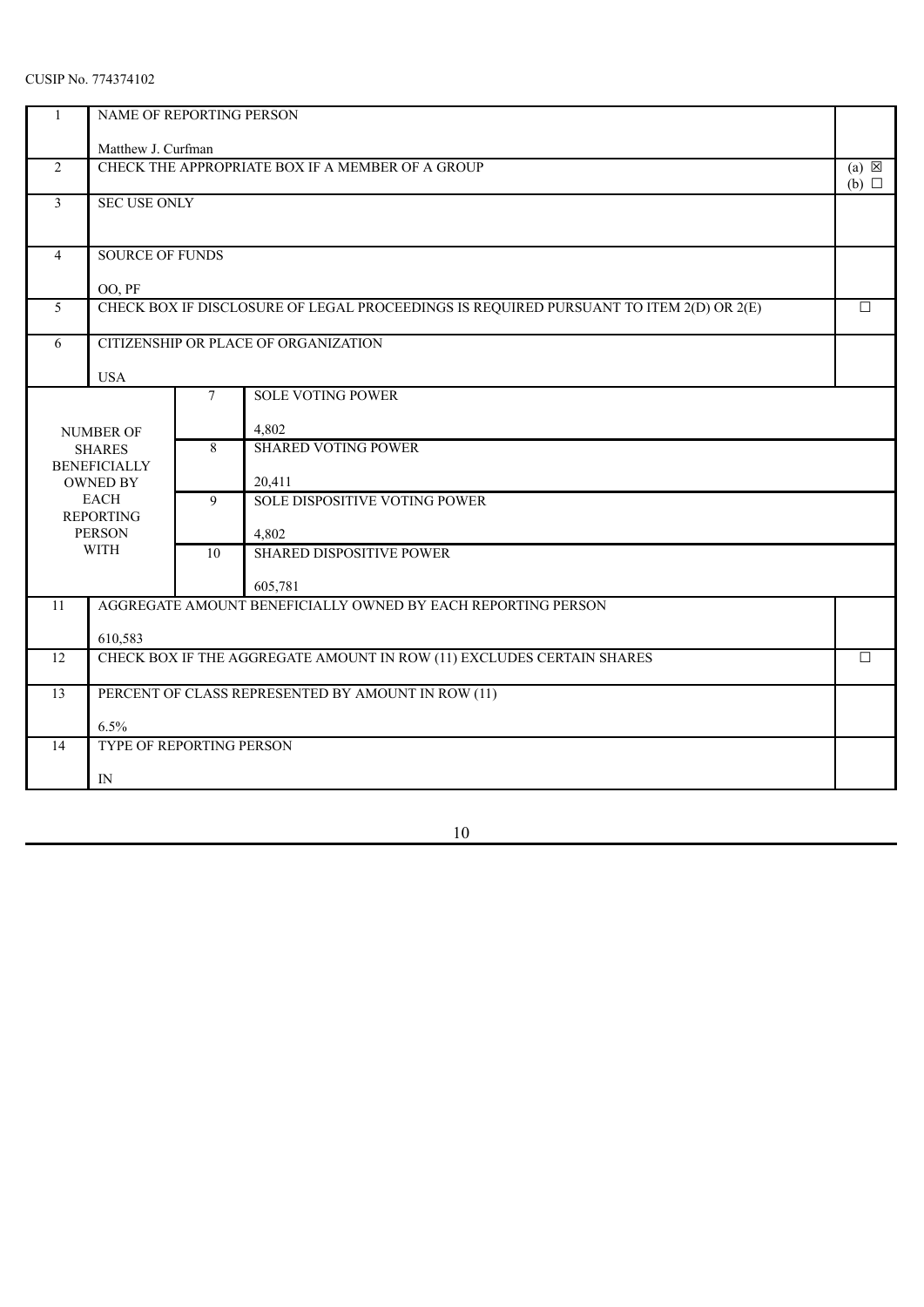CUSIP No. 774374102

| 1 | NAME OF REPORTING PERSON<br><br>Matthew J. Curfman | | |
|---|---|---|---|
| 2 | CHECK THE APPROPRIATE BOX IF A MEMBER OF A GROUP | | (a) ☒<br>(b) ☐ |
| 3 | SEC USE ONLY | | |
| 4 | SOURCE OF FUNDS<br><br>OO, PF | | |
| 5 | CHECK BOX IF DISCLOSURE OF LEGAL PROCEEDINGS IS REQUIRED PURSUANT TO ITEM 2(D) OR 2(E) | | ☐ |
| 6 | CITIZENSHIP OR PLACE OF ORGANIZATION<br><br>USA | | |
| NUMBER OF SHARES BENEFICIALLY OWNED BY EACH REPORTING PERSON WITH | 7 | SOLE VOTING POWER<br><br>4,802 | |
| | 8 | SHARED VOTING POWER<br><br>20,411 | |
| | 9 | SOLE DISPOSITIVE VOTING POWER<br><br>4,802 | |
| | 10 | SHARED DISPOSITIVE POWER<br><br>605,781 | |
| 11 | AGGREGATE AMOUNT BENEFICIALLY OWNED BY EACH REPORTING PERSON<br><br>610,583 | | |
| 12 | CHECK BOX IF THE AGGREGATE AMOUNT IN ROW (11) EXCLUDES CERTAIN SHARES | | ☐ |
| 13 | PERCENT OF CLASS REPRESENTED BY AMOUNT IN ROW (11)<br><br>6.5% | | |
| 14 | TYPE OF REPORTING PERSON<br><br>IN | | |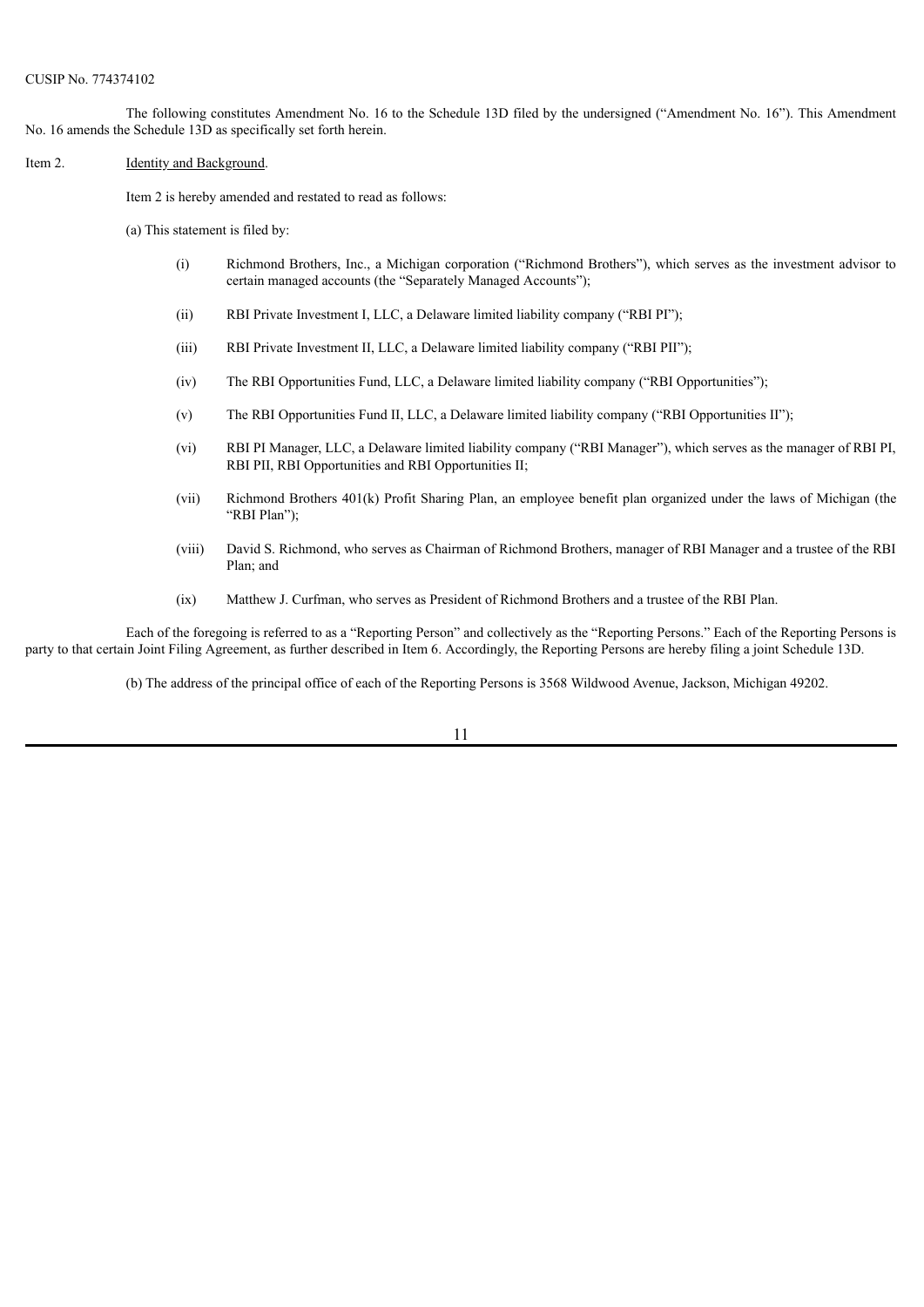CUSIP No. 774374102

The following constitutes Amendment No. 16 to the Schedule 13D filed by the undersigned ("Amendment No. 16"). This Amendment No. 16 amends the Schedule 13D as specifically set forth herein.

Item 2. Identity and Background.

Item 2 is hereby amended and restated to read as follows:

(a) This statement is filed by:

(i) Richmond Brothers, Inc., a Michigan corporation ("Richmond Brothers"), which serves as the investment advisor to certain managed accounts (the "Separately Managed Accounts");

(ii) RBI Private Investment I, LLC, a Delaware limited liability company ("RBI PI");

(iii) RBI Private Investment II, LLC, a Delaware limited liability company ("RBI PII");

(iv) The RBI Opportunities Fund, LLC, a Delaware limited liability company ("RBI Opportunities");

(v) The RBI Opportunities Fund II, LLC, a Delaware limited liability company ("RBI Opportunities II");

(vi) RBI PI Manager, LLC, a Delaware limited liability company ("RBI Manager"), which serves as the manager of RBI PI, RBI PII, RBI Opportunities and RBI Opportunities II;

(vii) Richmond Brothers 401(k) Profit Sharing Plan, an employee benefit plan organized under the laws of Michigan (the "RBI Plan");

(viii) David S. Richmond, who serves as Chairman of Richmond Brothers, manager of RBI Manager and a trustee of the RBI Plan; and

(ix) Matthew J. Curfman, who serves as President of Richmond Brothers and a trustee of the RBI Plan.

Each of the foregoing is referred to as a "Reporting Person" and collectively as the "Reporting Persons." Each of the Reporting Persons is party to that certain Joint Filing Agreement, as further described in Item 6. Accordingly, the Reporting Persons are hereby filing a joint Schedule 13D.

(b) The address of the principal office of each of the Reporting Persons is 3568 Wildwood Avenue, Jackson, Michigan 49202.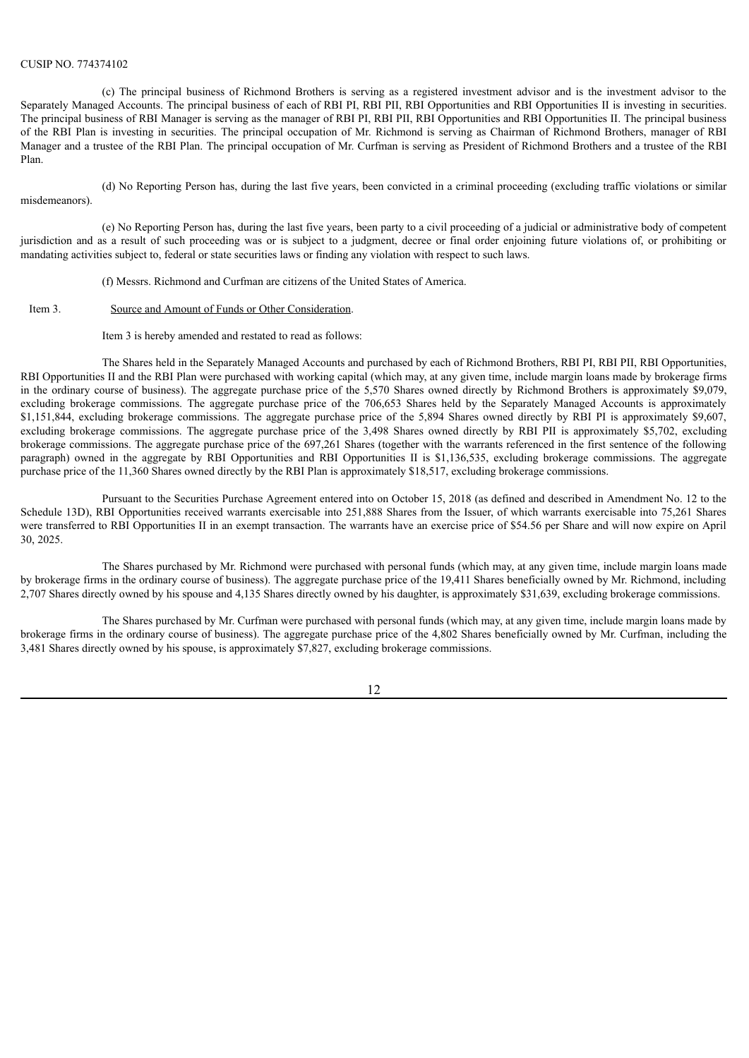CUSIP NO. 774374102

(c) The principal business of Richmond Brothers is serving as a registered investment advisor and is the investment advisor to the Separately Managed Accounts. The principal business of each of RBI PI, RBI PII, RBI Opportunities and RBI Opportunities II is investing in securities. The principal business of RBI Manager is serving as the manager of RBI PI, RBI PII, RBI Opportunities and RBI Opportunities II. The principal business of the RBI Plan is investing in securities. The principal occupation of Mr. Richmond is serving as Chairman of Richmond Brothers, manager of RBI Manager and a trustee of the RBI Plan. The principal occupation of Mr. Curfman is serving as President of Richmond Brothers and a trustee of the RBI Plan.

(d) No Reporting Person has, during the last five years, been convicted in a criminal proceeding (excluding traffic violations or similar misdemeanors).

(e) No Reporting Person has, during the last five years, been party to a civil proceeding of a judicial or administrative body of competent jurisdiction and as a result of such proceeding was or is subject to a judgment, decree or final order enjoining future violations of, or prohibiting or mandating activities subject to, federal or state securities laws or finding any violation with respect to such laws.

(f) Messrs. Richmond and Curfman are citizens of the United States of America.

Item 3. Source and Amount of Funds or Other Consideration.

Item 3 is hereby amended and restated to read as follows:

The Shares held in the Separately Managed Accounts and purchased by each of Richmond Brothers, RBI PI, RBI PII, RBI Opportunities, RBI Opportunities II and the RBI Plan were purchased with working capital (which may, at any given time, include margin loans made by brokerage firms in the ordinary course of business). The aggregate purchase price of the 5,570 Shares owned directly by Richmond Brothers is approximately $9,079, excluding brokerage commissions. The aggregate purchase price of the 706,653 Shares held by the Separately Managed Accounts is approximately $1,151,844, excluding brokerage commissions. The aggregate purchase price of the 5,894 Shares owned directly by RBI PI is approximately $9,607, excluding brokerage commissions. The aggregate purchase price of the 3,498 Shares owned directly by RBI PII is approximately $5,702, excluding brokerage commissions. The aggregate purchase price of the 697,261 Shares (together with the warrants referenced in the first sentence of the following paragraph) owned in the aggregate by RBI Opportunities and RBI Opportunities II is $1,136,535, excluding brokerage commissions. The aggregate purchase price of the 11,360 Shares owned directly by the RBI Plan is approximately $18,517, excluding brokerage commissions.

Pursuant to the Securities Purchase Agreement entered into on October 15, 2018 (as defined and described in Amendment No. 12 to the Schedule 13D), RBI Opportunities received warrants exercisable into 251,888 Shares from the Issuer, of which warrants exercisable into 75,261 Shares were transferred to RBI Opportunities II in an exempt transaction. The warrants have an exercise price of $54.56 per Share and will now expire on April 30, 2025.

The Shares purchased by Mr. Richmond were purchased with personal funds (which may, at any given time, include margin loans made by brokerage firms in the ordinary course of business). The aggregate purchase price of the 19,411 Shares beneficially owned by Mr. Richmond, including 2,707 Shares directly owned by his spouse and 4,135 Shares directly owned by his daughter, is approximately $31,639, excluding brokerage commissions.

The Shares purchased by Mr. Curfman were purchased with personal funds (which may, at any given time, include margin loans made by brokerage firms in the ordinary course of business). The aggregate purchase price of the 4,802 Shares beneficially owned by Mr. Curfman, including the 3,481 Shares directly owned by his spouse, is approximately $7,827, excluding brokerage commissions.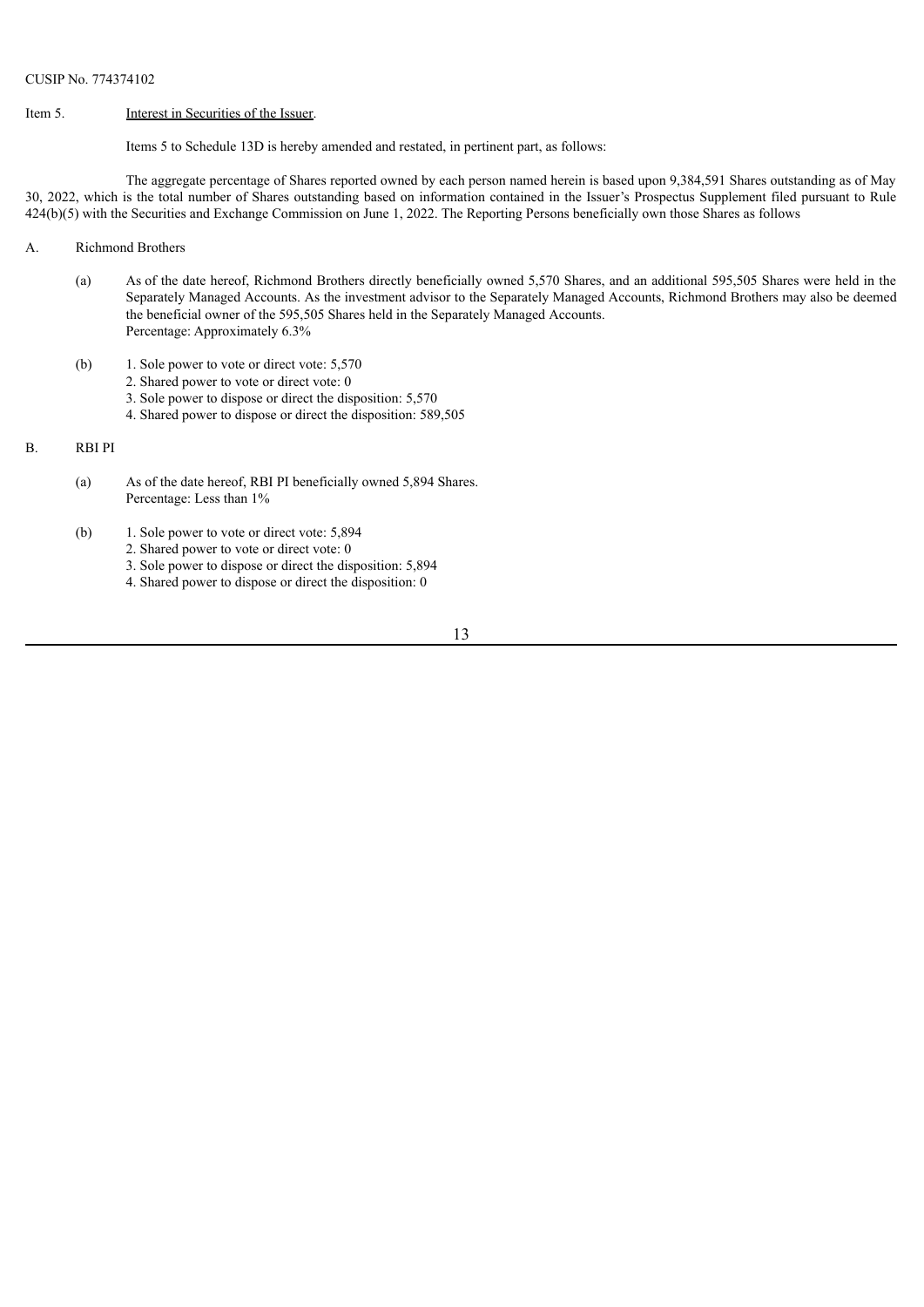CUSIP No. 774374102

Item 5. Interest in Securities of the Issuer.

Items 5 to Schedule 13D is hereby amended and restated, in pertinent part, as follows:

The aggregate percentage of Shares reported owned by each person named herein is based upon 9,384,591 Shares outstanding as of May 30, 2022, which is the total number of Shares outstanding based on information contained in the Issuer's Prospectus Supplement filed pursuant to Rule 424(b)(5) with the Securities and Exchange Commission on June 1, 2022. The Reporting Persons beneficially own those Shares as follows

A. Richmond Brothers

(a) As of the date hereof, Richmond Brothers directly beneficially owned 5,570 Shares, and an additional 595,505 Shares were held in the Separately Managed Accounts. As the investment advisor to the Separately Managed Accounts, Richmond Brothers may also be deemed the beneficial owner of the 595,505 Shares held in the Separately Managed Accounts.
Percentage: Approximately 6.3%

(b) 1. Sole power to vote or direct vote: 5,570
2. Shared power to vote or direct vote: 0
3. Sole power to dispose or direct the disposition: 5,570
4. Shared power to dispose or direct the disposition: 589,505

B. RBI PI

(a) As of the date hereof, RBI PI beneficially owned 5,894 Shares.
Percentage: Less than 1%

(b) 1. Sole power to vote or direct vote: 5,894
2. Shared power to vote or direct vote: 0
3. Sole power to dispose or direct the disposition: 5,894
4. Shared power to dispose or direct the disposition: 0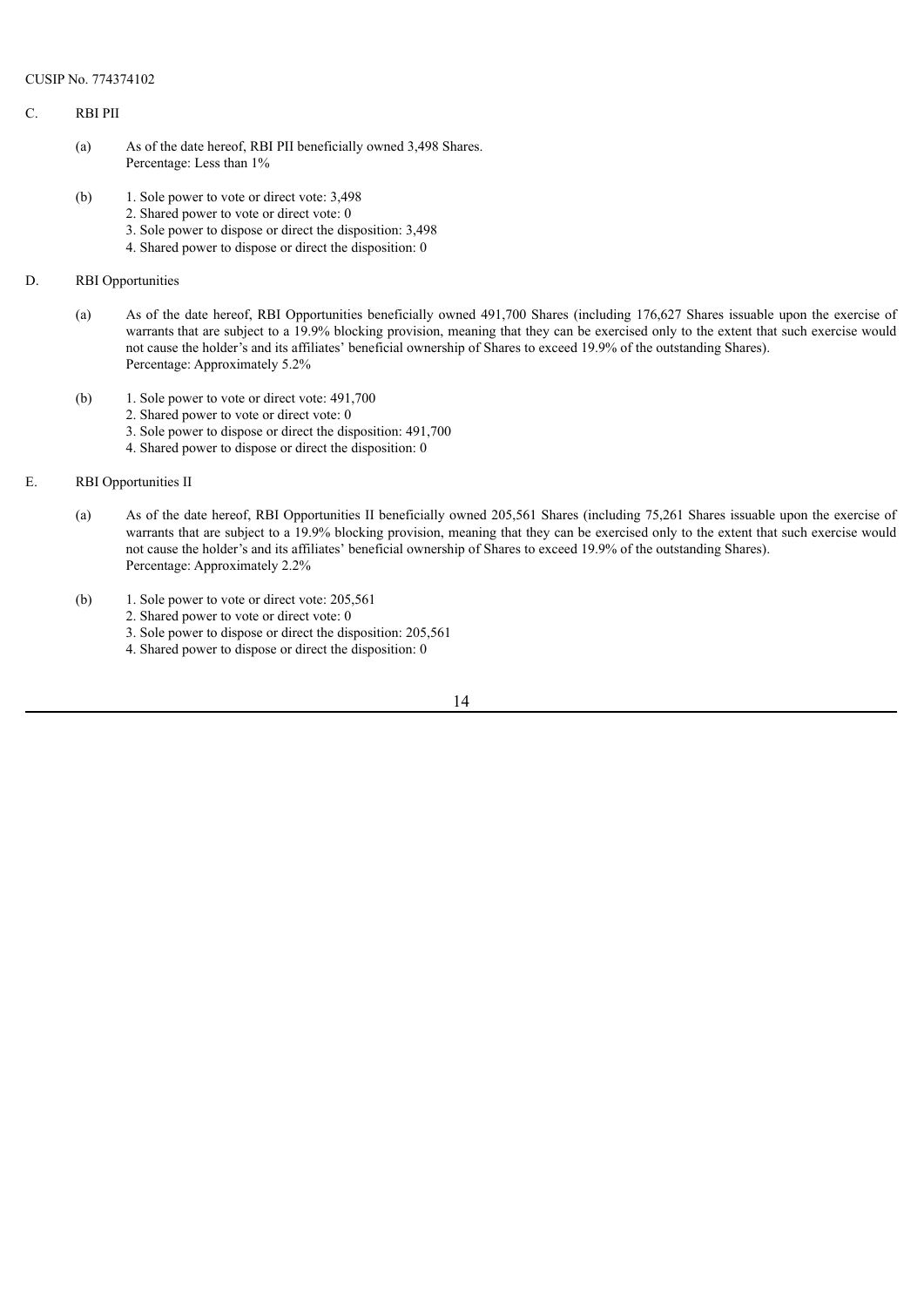CUSIP No. 774374102

C. RBI PII

(a) As of the date hereof, RBI PII beneficially owned 3,498 Shares.
Percentage: Less than 1%

(b) 1. Sole power to vote or direct vote: 3,498
2. Shared power to vote or direct vote: 0
3. Sole power to dispose or direct the disposition: 3,498
4. Shared power to dispose or direct the disposition: 0

D. RBI Opportunities

(a) As of the date hereof, RBI Opportunities beneficially owned 491,700 Shares (including 176,627 Shares issuable upon the exercise of warrants that are subject to a 19.9% blocking provision, meaning that they can be exercised only to the extent that such exercise would not cause the holder's and its affiliates' beneficial ownership of Shares to exceed 19.9% of the outstanding Shares).
Percentage: Approximately 5.2%

(b) 1. Sole power to vote or direct vote: 491,700
2. Shared power to vote or direct vote: 0
3. Sole power to dispose or direct the disposition: 491,700
4. Shared power to dispose or direct the disposition: 0

E. RBI Opportunities II

(a) As of the date hereof, RBI Opportunities II beneficially owned 205,561 Shares (including 75,261 Shares issuable upon the exercise of warrants that are subject to a 19.9% blocking provision, meaning that they can be exercised only to the extent that such exercise would not cause the holder's and its affiliates' beneficial ownership of Shares to exceed 19.9% of the outstanding Shares).
Percentage: Approximately 2.2%

(b) 1. Sole power to vote or direct vote: 205,561
2. Shared power to vote or direct vote: 0
3. Sole power to dispose or direct the disposition: 205,561
4. Shared power to dispose or direct the disposition: 0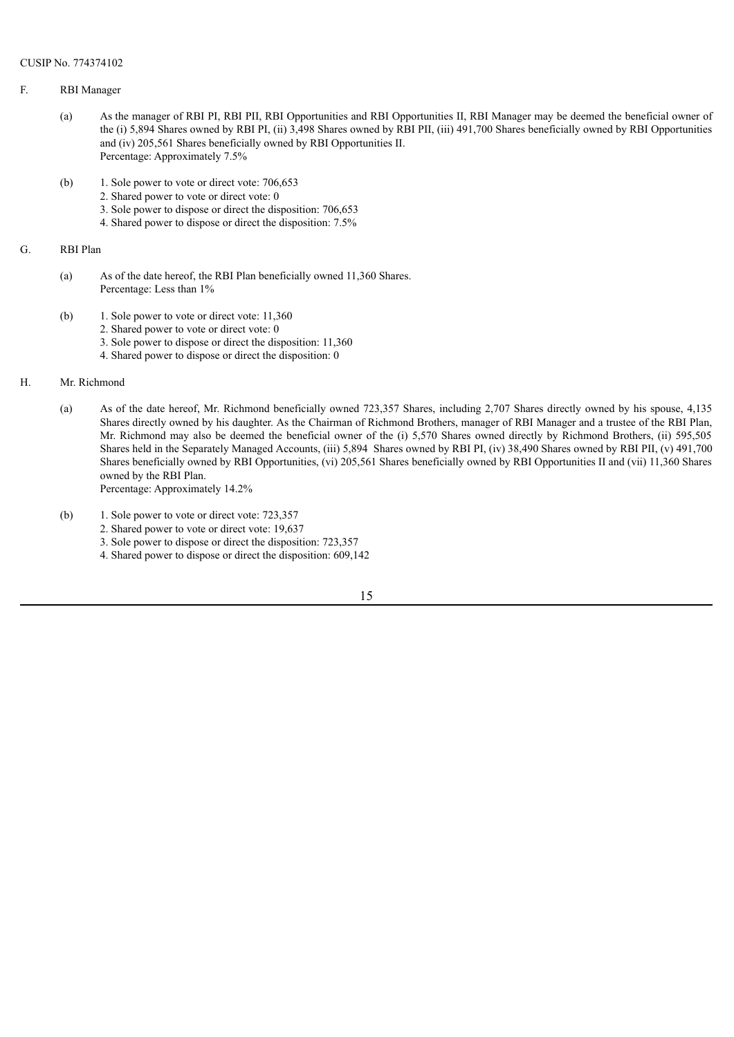CUSIP No. 774374102

F. RBI Manager

(a) As the manager of RBI PI, RBI PII, RBI Opportunities and RBI Opportunities II, RBI Manager may be deemed the beneficial owner of the (i) 5,894 Shares owned by RBI PI, (ii) 3,498 Shares owned by RBI PII, (iii) 491,700 Shares beneficially owned by RBI Opportunities and (iv) 205,561 Shares beneficially owned by RBI Opportunities II.
Percentage: Approximately 7.5%

(b) 1. Sole power to vote or direct vote: 706,653
2. Shared power to vote or direct vote: 0
3. Sole power to dispose or direct the disposition: 706,653
4. Shared power to dispose or direct the disposition: 7.5%

G. RBI Plan

(a) As of the date hereof, the RBI Plan beneficially owned 11,360 Shares.
Percentage: Less than 1%

(b) 1. Sole power to vote or direct vote: 11,360
2. Shared power to vote or direct vote: 0
3. Sole power to dispose or direct the disposition: 11,360
4. Shared power to dispose or direct the disposition: 0

H. Mr. Richmond

(a) As of the date hereof, Mr. Richmond beneficially owned 723,357 Shares, including 2,707 Shares directly owned by his spouse, 4,135 Shares directly owned by his daughter. As the Chairman of Richmond Brothers, manager of RBI Manager and a trustee of the RBI Plan, Mr. Richmond may also be deemed the beneficial owner of the (i) 5,570 Shares owned directly by Richmond Brothers, (ii) 595,505 Shares held in the Separately Managed Accounts, (iii) 5,894 Shares owned by RBI PI, (iv) 38,490 Shares owned by RBI PII, (v) 491,700 Shares beneficially owned by RBI Opportunities, (vi) 205,561 Shares beneficially owned by RBI Opportunities II and (vii) 11,360 Shares owned by the RBI Plan.
Percentage: Approximately 14.2%

(b) 1. Sole power to vote or direct vote: 723,357
2. Shared power to vote or direct vote: 19,637
3. Sole power to dispose or direct the disposition: 723,357
4. Shared power to dispose or direct the disposition: 609,142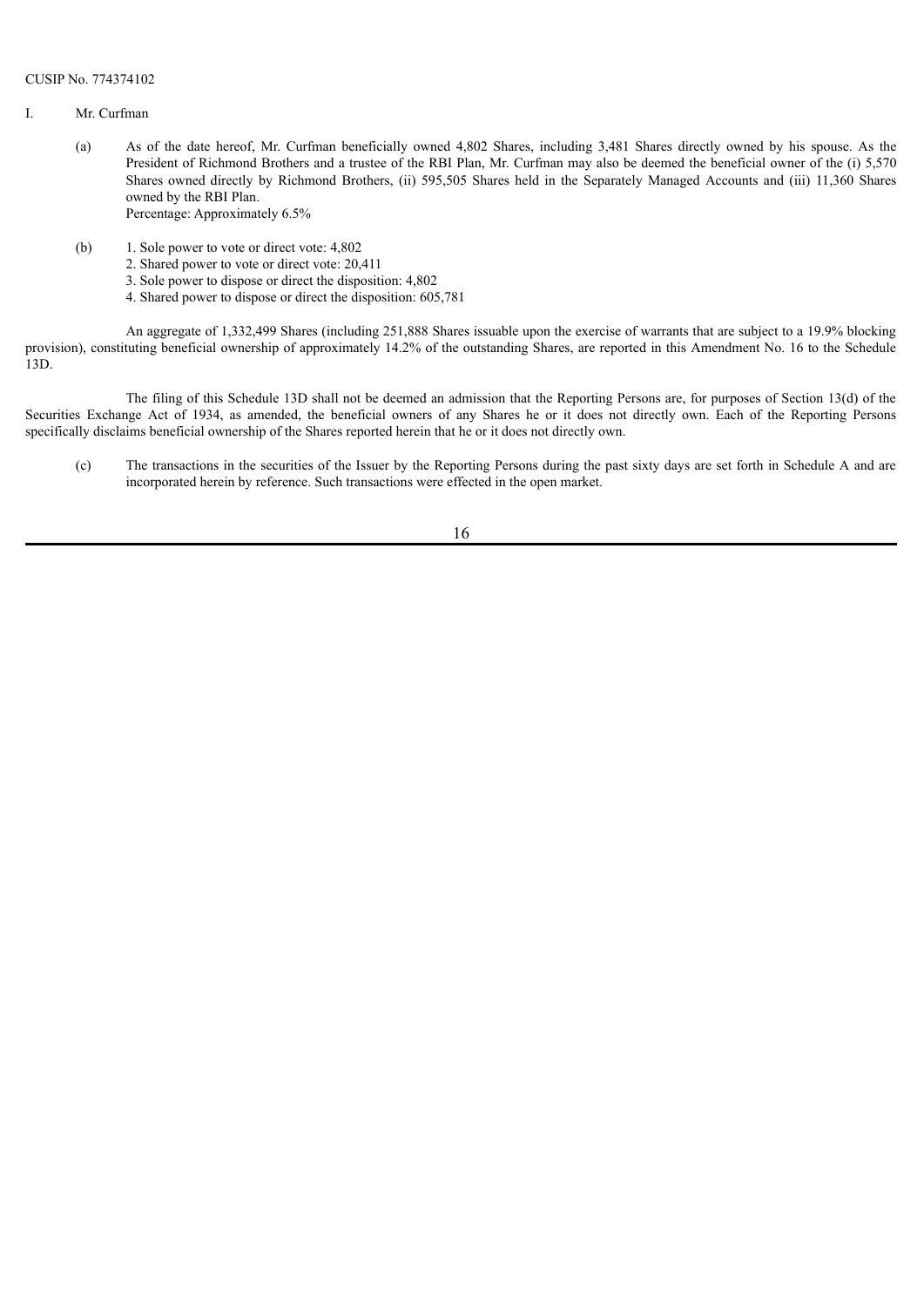CUSIP No. 774374102

I. Mr. Curfman

(a) As of the date hereof, Mr. Curfman beneficially owned 4,802 Shares, including 3,481 Shares directly owned by his spouse. As the President of Richmond Brothers and a trustee of the RBI Plan, Mr. Curfman may also be deemed the beneficial owner of the (i) 5,570 Shares owned directly by Richmond Brothers, (ii) 595,505 Shares held in the Separately Managed Accounts and (iii) 11,360 Shares owned by the RBI Plan.
Percentage: Approximately 6.5%

(b) 1. Sole power to vote or direct vote: 4,802
2. Shared power to vote or direct vote: 20,411
3. Sole power to dispose or direct the disposition: 4,802
4. Shared power to dispose or direct the disposition: 605,781

An aggregate of 1,332,499 Shares (including 251,888 Shares issuable upon the exercise of warrants that are subject to a 19.9% blocking provision), constituting beneficial ownership of approximately 14.2% of the outstanding Shares, are reported in this Amendment No. 16 to the Schedule 13D.

The filing of this Schedule 13D shall not be deemed an admission that the Reporting Persons are, for purposes of Section 13(d) of the Securities Exchange Act of 1934, as amended, the beneficial owners of any Shares he or it does not directly own. Each of the Reporting Persons specifically disclaims beneficial ownership of the Shares reported herein that he or it does not directly own.

(c) The transactions in the securities of the Issuer by the Reporting Persons during the past sixty days are set forth in Schedule A and are incorporated herein by reference. Such transactions were effected in the open market.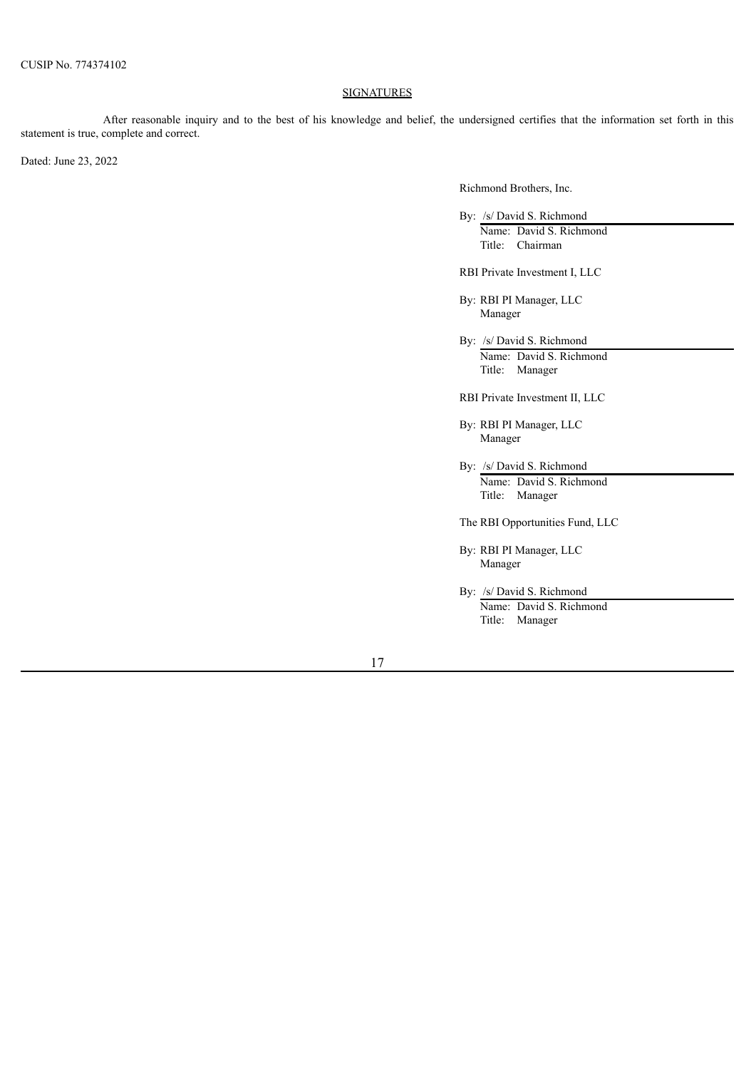CUSIP No. 774374102

## SIGNATURES

After reasonable inquiry and to the best of his knowledge and belief, the undersigned certifies that the information set forth in this statement is true, complete and correct.

Dated: June 23, 2022

Richmond Brothers, Inc.

By: /s/ David S. Richmond
Name: David S. Richmond
Title: Chairman

RBI Private Investment I, LLC

By: RBI PI Manager, LLC
Manager

By: /s/ David S. Richmond
Name: David S. Richmond
Title: Manager

RBI Private Investment II, LLC

By: RBI PI Manager, LLC
Manager

By: /s/ David S. Richmond
Name: David S. Richmond
Title: Manager

The RBI Opportunities Fund, LLC

By: RBI PI Manager, LLC
Manager

By: /s/ David S. Richmond
Name: David S. Richmond
Title: Manager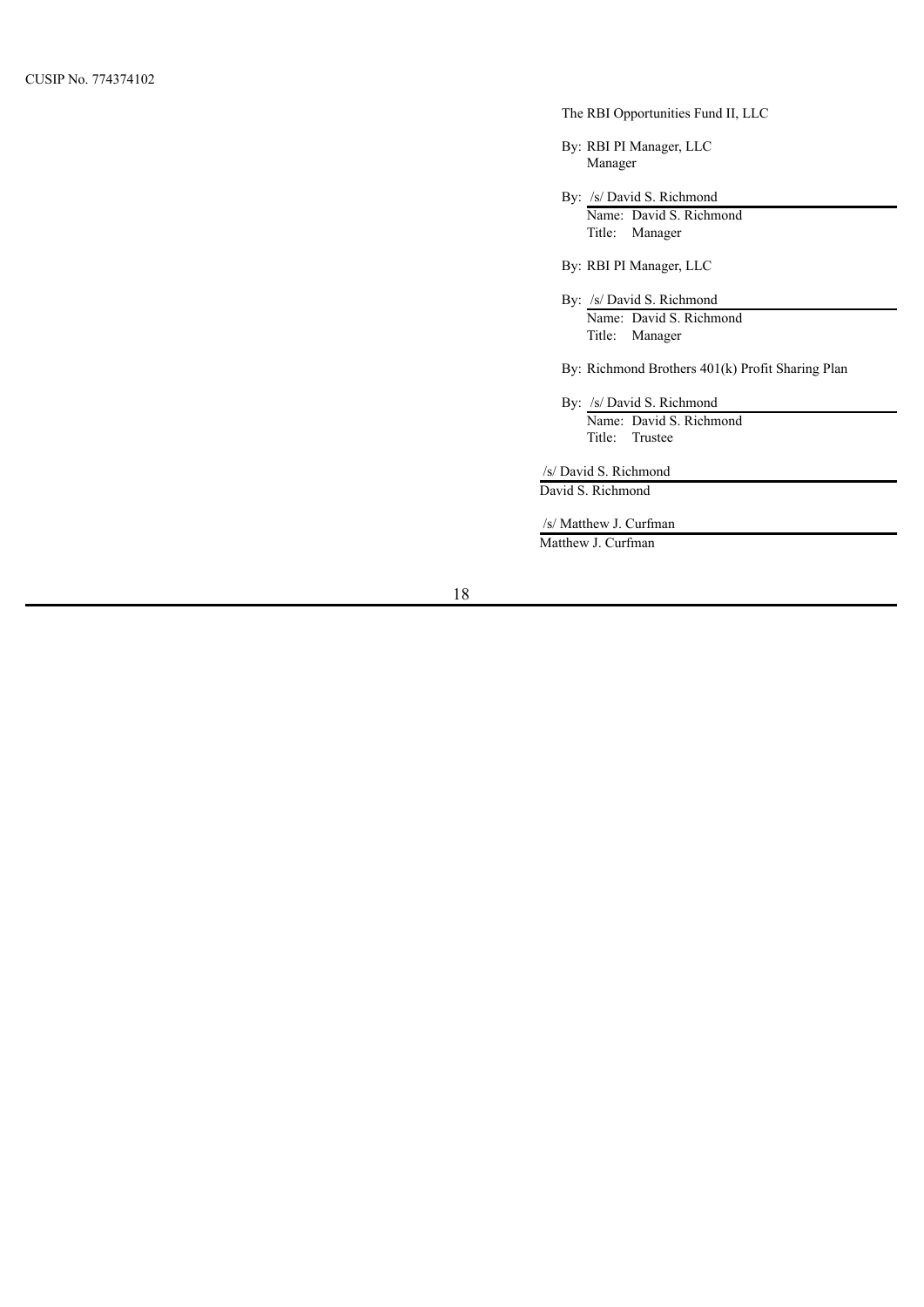CUSIP No. 774374102

The RBI Opportunities Fund II, LLC

By: RBI PI Manager, LLC
Manager

By: /s/ David S. Richmond
Name: David S. Richmond
Title: Manager

By: RBI PI Manager, LLC

By: /s/ David S. Richmond
Name: David S. Richmond
Title: Manager

By: Richmond Brothers 401(k) Profit Sharing Plan

By: /s/ David S. Richmond
Name: David S. Richmond
Title: Trustee

/s/ David S. Richmond
David S. Richmond

/s/ Matthew J. Curfman
Matthew J. Curfman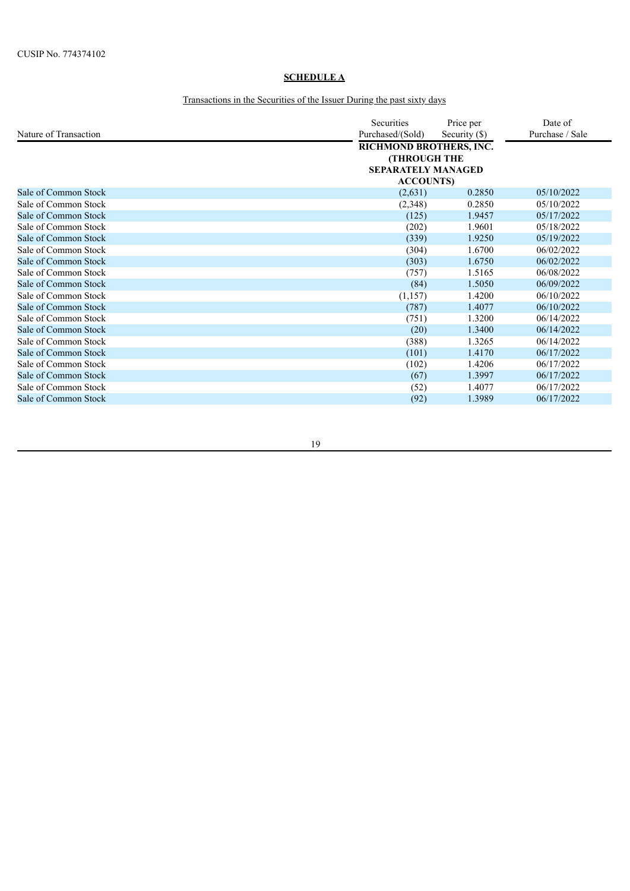CUSIP No. 774374102

**SCHEDULE A**

Transactions in the Securities of the Issuer During the past sixty days

| Nature of Transaction | Securities Purchased/(Sold) | Price per Security ($) | Date of Purchase / Sale |
|---|---|---|---|
| | **RICHMOND BROTHERS, INC. (THROUGH THE SEPARATELY MANAGED ACCOUNTS)** | | |
| Sale of Common Stock | (2,631) | 0.2850 | 05/10/2022 |
| Sale of Common Stock | (2,348) | 0.2850 | 05/10/2022 |
| Sale of Common Stock | (125) | 1.9457 | 05/17/2022 |
| Sale of Common Stock | (202) | 1.9601 | 05/18/2022 |
| Sale of Common Stock | (339) | 1.9250 | 05/19/2022 |
| Sale of Common Stock | (304) | 1.6700 | 06/02/2022 |
| Sale of Common Stock | (303) | 1.6750 | 06/02/2022 |
| Sale of Common Stock | (757) | 1.5165 | 06/08/2022 |
| Sale of Common Stock | (84) | 1.5050 | 06/09/2022 |
| Sale of Common Stock | (1,157) | 1.4200 | 06/10/2022 |
| Sale of Common Stock | (787) | 1.4077 | 06/10/2022 |
| Sale of Common Stock | (751) | 1.3200 | 06/14/2022 |
| Sale of Common Stock | (20) | 1.3400 | 06/14/2022 |
| Sale of Common Stock | (388) | 1.3265 | 06/14/2022 |
| Sale of Common Stock | (101) | 1.4170 | 06/17/2022 |
| Sale of Common Stock | (102) | 1.4206 | 06/17/2022 |
| Sale of Common Stock | (67) | 1.3997 | 06/17/2022 |
| Sale of Common Stock | (52) | 1.4077 | 06/17/2022 |
| Sale of Common Stock | (92) | 1.3989 | 06/17/2022 |